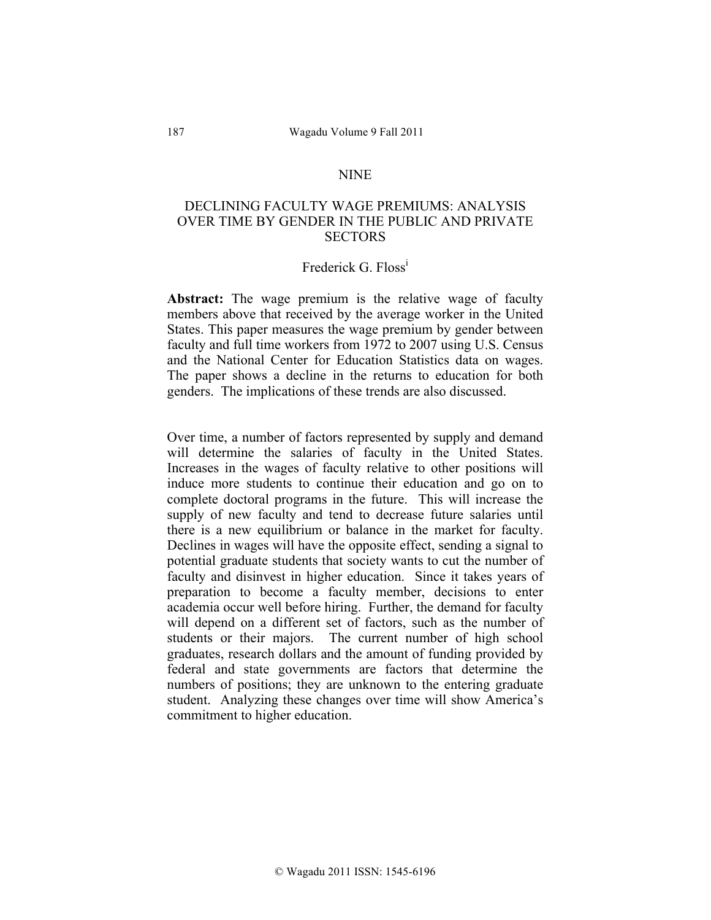NINE

# DECLINING FACULTY WAGE PREMIUMS: ANALYSIS OVER TIME BY GENDER IN THE PUBLIC AND PRIVATE SECTORS

Frederick G. Floss[i]

**Abstract:** The wage premium is the relative wage of faculty members above that received by the average worker in the United States. This paper measures the wage premium by gender between faculty and full time workers from 1972 to 2007 using U.S. Census and the National Center for Education Statistics data on wages. The paper shows a decline in the returns to education for both genders. The implications of these trends are also discussed.

Over time, a number of factors represented by supply and demand will determine the salaries of faculty in the United States. Increases in the wages of faculty relative to other positions will induce more students to continue their education and go on to complete doctoral programs in the future. This will increase the supply of new faculty and tend to decrease future salaries until there is a new equilibrium or balance in the market for faculty. Declines in wages will have the opposite effect, sending a signal to potential graduate students that society wants to cut the number of faculty and disinvest in higher education. Since it takes years of preparation to become a faculty member, decisions to enter academia occur well before hiring. Further, the demand for faculty will depend on a different set of factors, such as the number of students or their majors. The current number of high school graduates, research dollars and the amount of funding provided by federal and state governments are factors that determine the numbers of positions; they are unknown to the entering graduate student. Analyzing these changes over time will show America's commitment to higher education.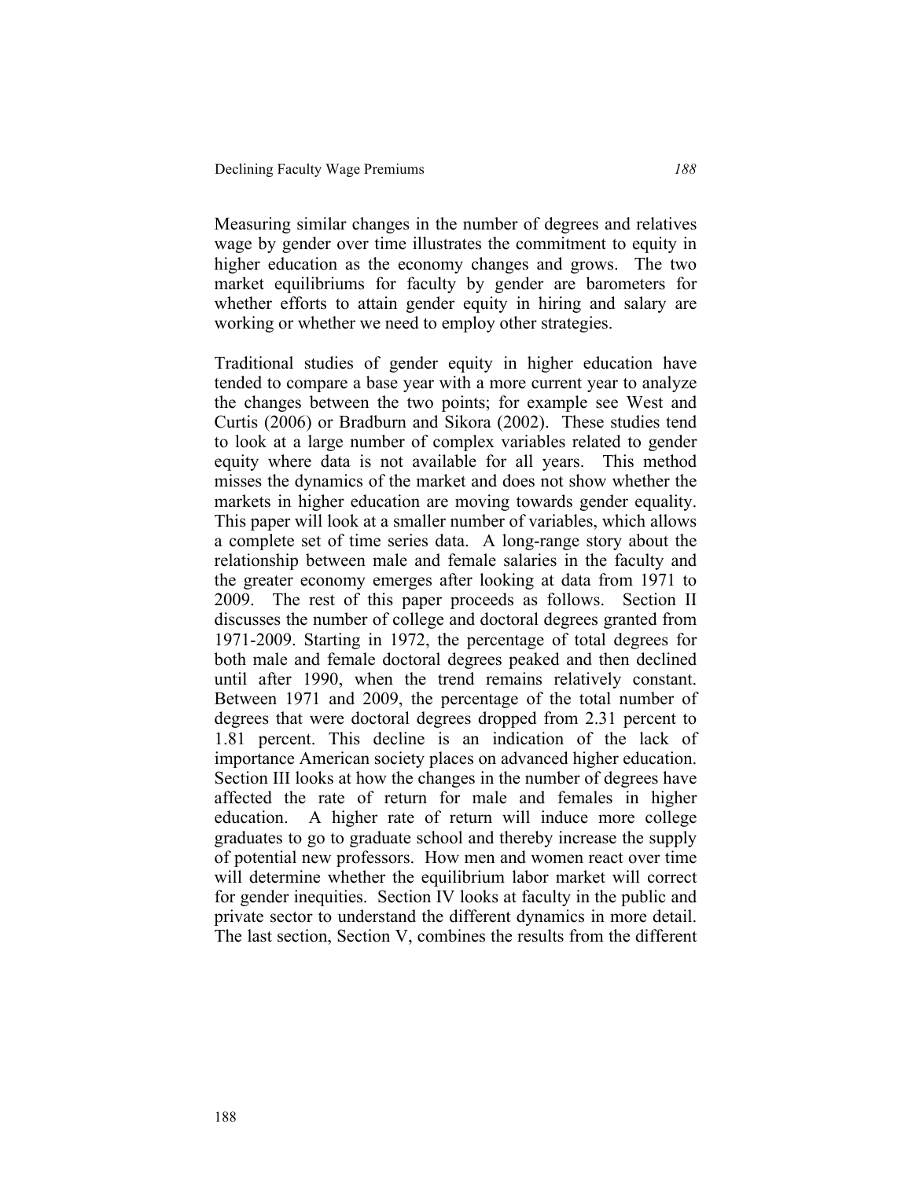Measuring similar changes in the number of degrees and relatives wage by gender over time illustrates the commitment to equity in higher education as the economy changes and grows. The two market equilibriums for faculty by gender are barometers for whether efforts to attain gender equity in hiring and salary are working or whether we need to employ other strategies.

Traditional studies of gender equity in higher education have tended to compare a base year with a more current year to analyze the changes between the two points; for example see West and Curtis (2006) or Bradburn and Sikora (2002). These studies tend to look at a large number of complex variables related to gender equity where data is not available for all years. This method misses the dynamics of the market and does not show whether the markets in higher education are moving towards gender equality. This paper will look at a smaller number of variables, which allows a complete set of time series data. A long-range story about the relationship between male and female salaries in the faculty and the greater economy emerges after looking at data from 1971 to 2009. The rest of this paper proceeds as follows. Section II discusses the number of college and doctoral degrees granted from 1971-2009. Starting in 1972, the percentage of total degrees for both male and female doctoral degrees peaked and then declined until after 1990, when the trend remains relatively constant. Between 1971 and 2009, the percentage of the total number of degrees that were doctoral degrees dropped from 2.31 percent to 1.81 percent. This decline is an indication of the lack of importance American society places on advanced higher education. Section III looks at how the changes in the number of degrees have affected the rate of return for male and females in higher education. A higher rate of return will induce more college graduates to go to graduate school and thereby increase the supply of potential new professors. How men and women react over time will determine whether the equilibrium labor market will correct for gender inequities. Section IV looks at faculty in the public and private sector to understand the different dynamics in more detail. The last section, Section V, combines the results from the different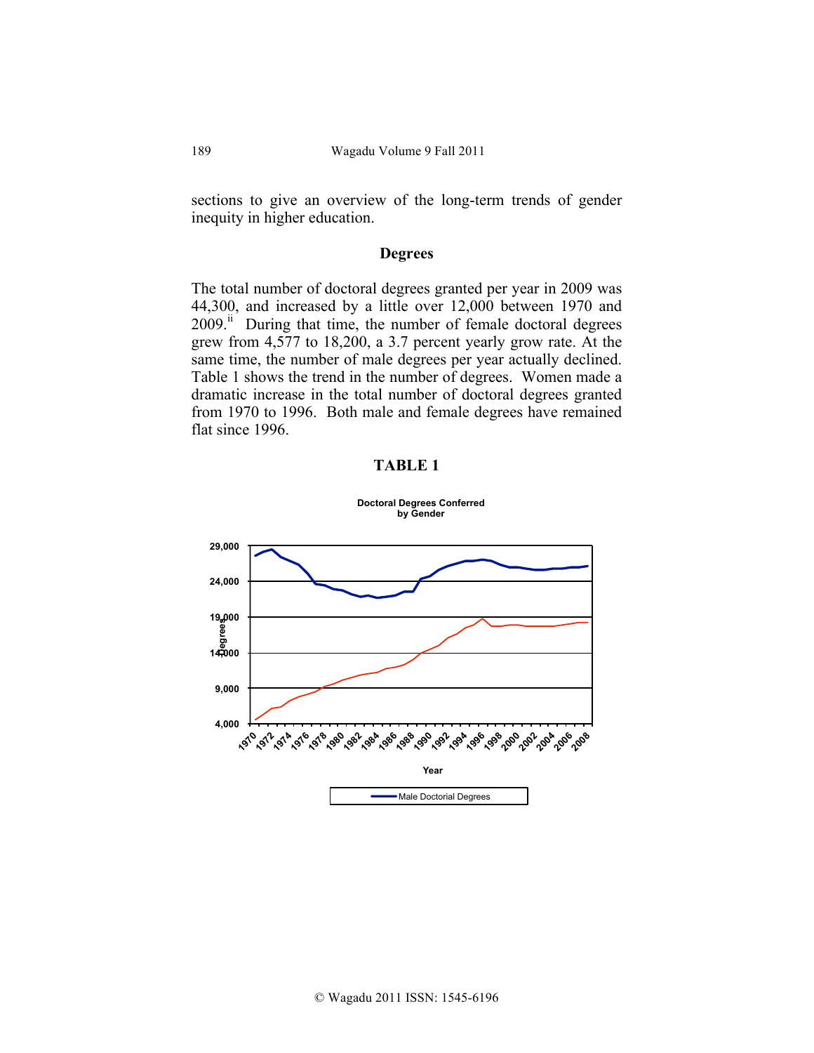sections to give an overview of the long-term trends of gender inequity in higher education.

## Degrees

The total number of doctoral degrees granted per year in 2009 was 44,300, and increased by a little over 12,000 between 1970 and 2009.[ii] During that time, the number of female doctoral degrees grew from 4,577 to 18,200, a 3.7 percent yearly grow rate. At the same time, the number of male degrees per year actually declined. Table 1 shows the trend in the number of degrees. Women made a dramatic increase in the total number of doctoral degrees granted from 1970 to 1996. Both male and female degrees have remained flat since 1996.

### TABLE 1

**Doctoral Degrees Conferred by Gender**

Degrees

29,000
24,000
19,000
14,000
9,000
4,000

1970 1972 1974 1976 1978 1980 1982 1984 1986 1988 1990 1992 1994 1996 1998 2000 2002 2004 2006 2008

Year

Male Doctorial Degrees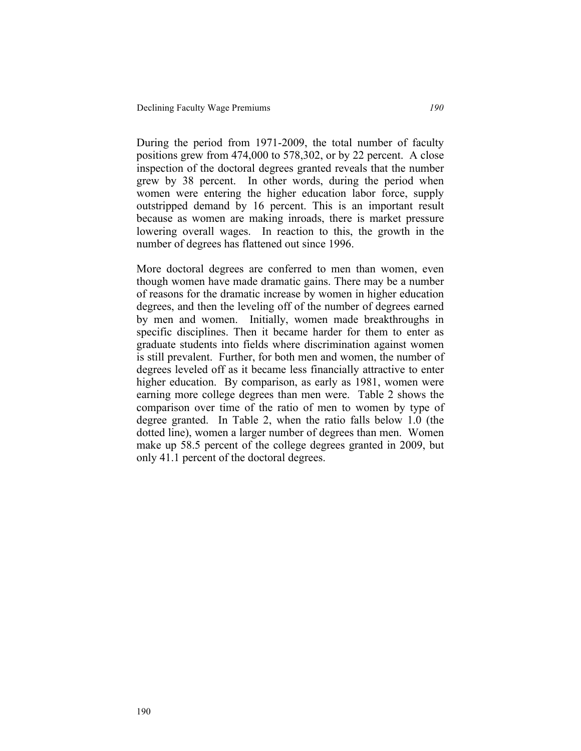During the period from 1971-2009, the total number of faculty positions grew from 474,000 to 578,302, or by 22 percent. A close inspection of the doctoral degrees granted reveals that the number grew by 38 percent. In other words, during the period when women were entering the higher education labor force, supply outstripped demand by 16 percent. This is an important result because as women are making inroads, there is market pressure lowering overall wages. In reaction to this, the growth in the number of degrees has flattened out since 1996.

More doctoral degrees are conferred to men than women, even though women have made dramatic gains. There may be a number of reasons for the dramatic increase by women in higher education degrees, and then the leveling off of the number of degrees earned by men and women. Initially, women made breakthroughs in specific disciplines. Then it became harder for them to enter as graduate students into fields where discrimination against women is still prevalent. Further, for both men and women, the number of degrees leveled off as it became less financially attractive to enter higher education. By comparison, as early as 1981, women were earning more college degrees than men were. Table 2 shows the comparison over time of the ratio of men to women by type of degree granted. In Table 2, when the ratio falls below 1.0 (the dotted line), women a larger number of degrees than men. Women make up 58.5 percent of the college degrees granted in 2009, but only 41.1 percent of the doctoral degrees.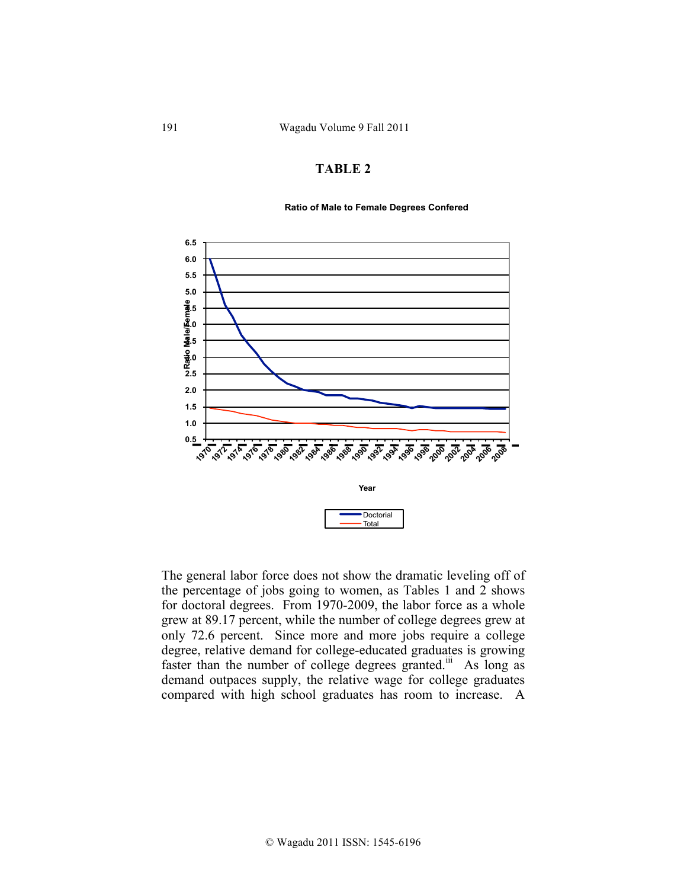## TABLE 2

**Ratio of Male to Female Degrees Confered**

Ratio Male/Female

Year

Doctorial
Total

The general labor force does not show the dramatic leveling off of the percentage of jobs going to women, as Tables 1 and 2 shows for doctoral degrees. From 1970-2009, the labor force as a whole grew at 89.17 percent, while the number of college degrees grew at only 72.6 percent. Since more and more jobs require a college degree, relative demand for college-educated graduates is growing faster than the number of college degrees granted.[iii] As long as demand outpaces supply, the relative wage for college graduates compared with high school graduates has room to increase. A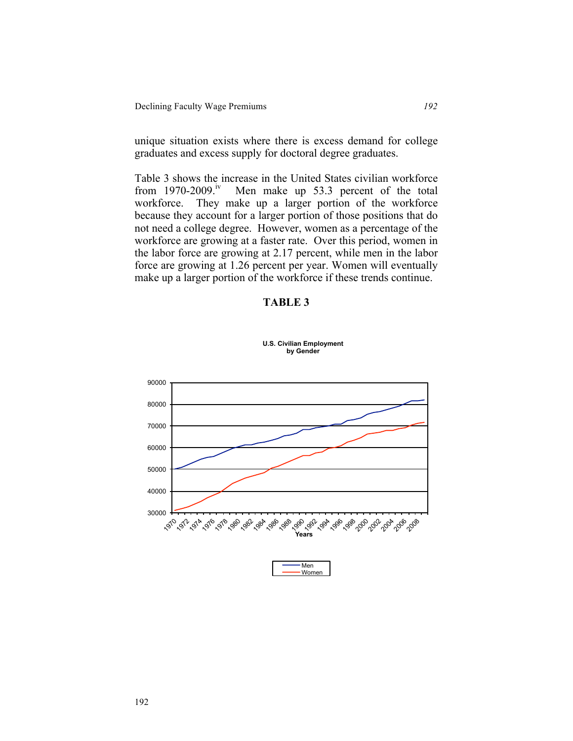unique situation exists where there is excess demand for college graduates and excess supply for doctoral degree graduates.

Table 3 shows the increase in the United States civilian workforce from 1970-2009.[iv] Men make up 53.3 percent of the total workforce. They make up a larger portion of the workforce because they account for a larger portion of those positions that do not need a college degree. However, women as a percentage of the workforce are growing at a faster rate. Over this period, women in the labor force are growing at 2.17 percent, while men in the labor force are growing at 1.26 percent per year. Women will eventually make up a larger portion of the workforce if these trends continue.

**TABLE 3**

U.S. Civilian Employment by Gender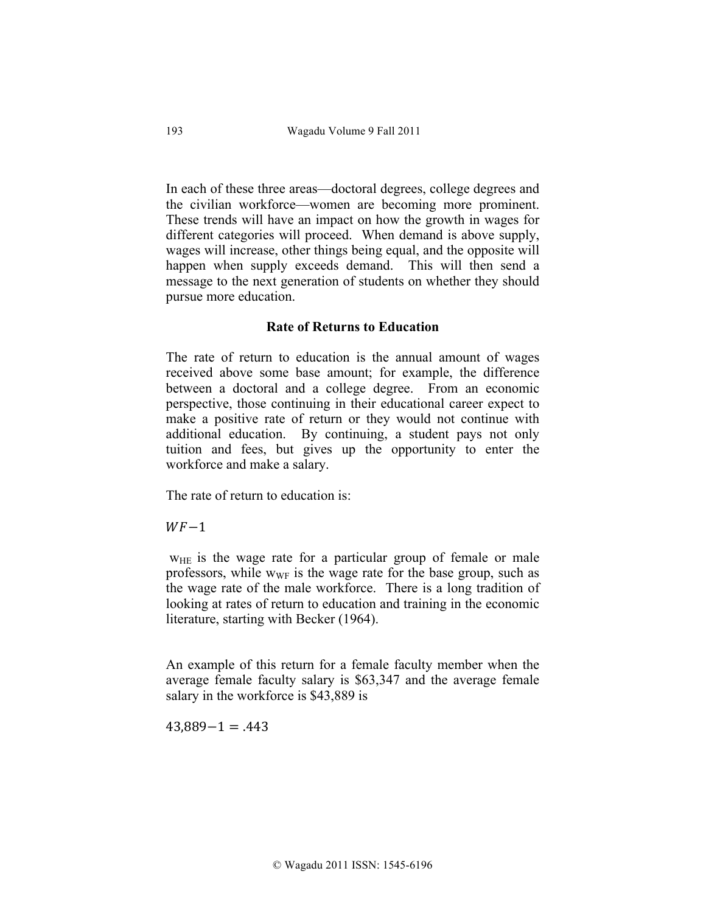In each of these three areas—doctoral degrees, college degrees and the civilian workforce—women are becoming more prominent. These trends will have an impact on how the growth in wages for different categories will proceed. When demand is above supply, wages will increase, other things being equal, and the opposite will happen when supply exceeds demand. This will then send a message to the next generation of students on whether they should pursue more education.

### Rate of Returns to Education

The rate of return to education is the annual amount of wages received above some base amount; for example, the difference between a doctoral and a college degree. From an economic perspective, those continuing in their educational career expect to make a positive rate of return or they would not continue with additional education. By continuing, a student pays not only tuition and fees, but gives up the opportunity to enter the workforce and make a salary.

The rate of return to education is:

$$WF - 1$$

$w_{HE}$ is the wage rate for a particular group of female or male professors, while $w_{WF}$ is the wage rate for the base group, such as the wage rate of the male workforce. There is a long tradition of looking at rates of return to education and training in the economic literature, starting with Becker (1964).

An example of this return for a female faculty member when the average female faculty salary is $63,347 and the average female salary in the workforce is $43,889 is

$$43{,}889 - 1 = .443$$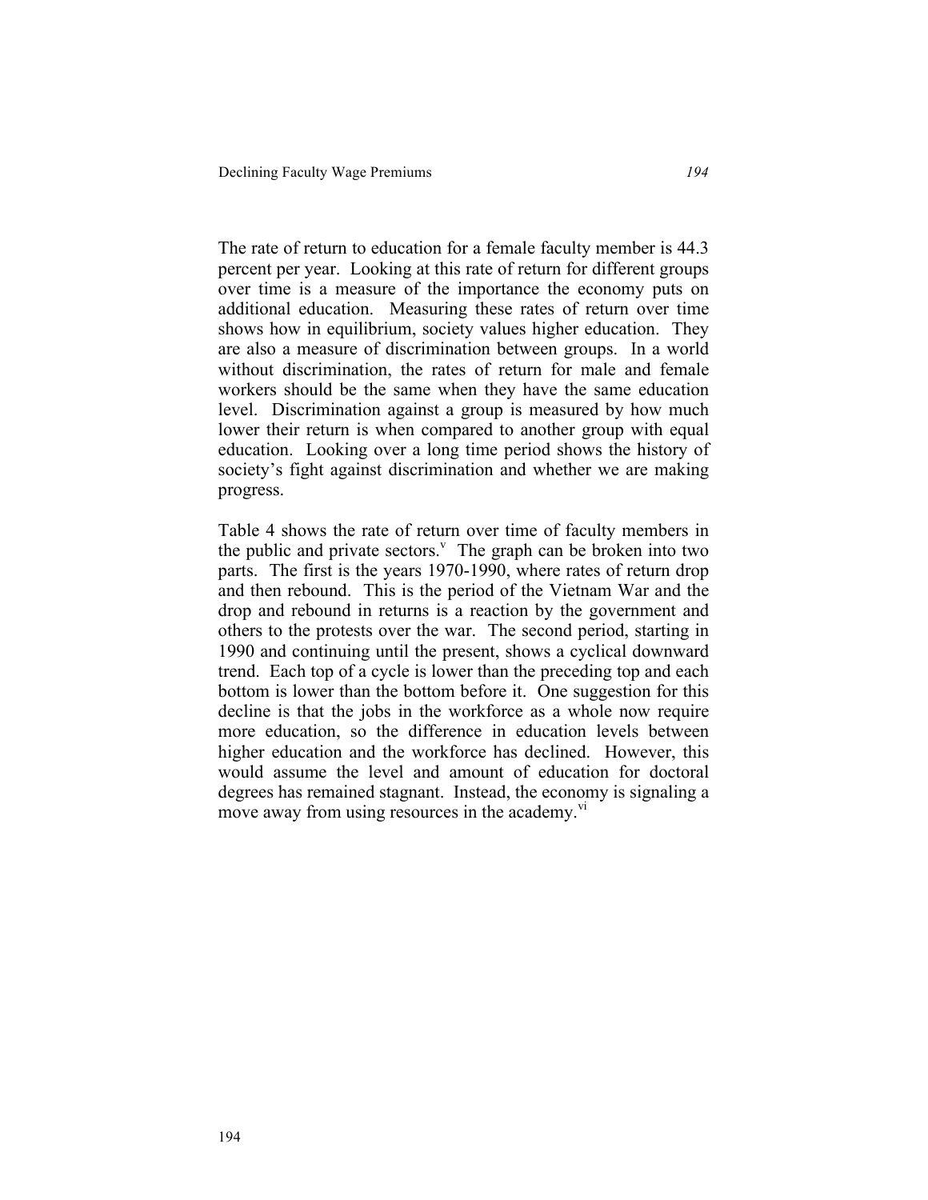The rate of return to education for a female faculty member is 44.3 percent per year. Looking at this rate of return for different groups over time is a measure of the importance the economy puts on additional education. Measuring these rates of return over time shows how in equilibrium, society values higher education. They are also a measure of discrimination between groups. In a world without discrimination, the rates of return for male and female workers should be the same when they have the same education level. Discrimination against a group is measured by how much lower their return is when compared to another group with equal education. Looking over a long time period shows the history of society's fight against discrimination and whether we are making progress.

Table 4 shows the rate of return over time of faculty members in the public and private sectors.[v] The graph can be broken into two parts. The first is the years 1970-1990, where rates of return drop and then rebound. This is the period of the Vietnam War and the drop and rebound in returns is a reaction by the government and others to the protests over the war. The second period, starting in 1990 and continuing until the present, shows a cyclical downward trend. Each top of a cycle is lower than the preceding top and each bottom is lower than the bottom before it. One suggestion for this decline is that the jobs in the workforce as a whole now require more education, so the difference in education levels between higher education and the workforce has declined. However, this would assume the level and amount of education for doctoral degrees has remained stagnant. Instead, the economy is signaling a move away from using resources in the academy.[vi]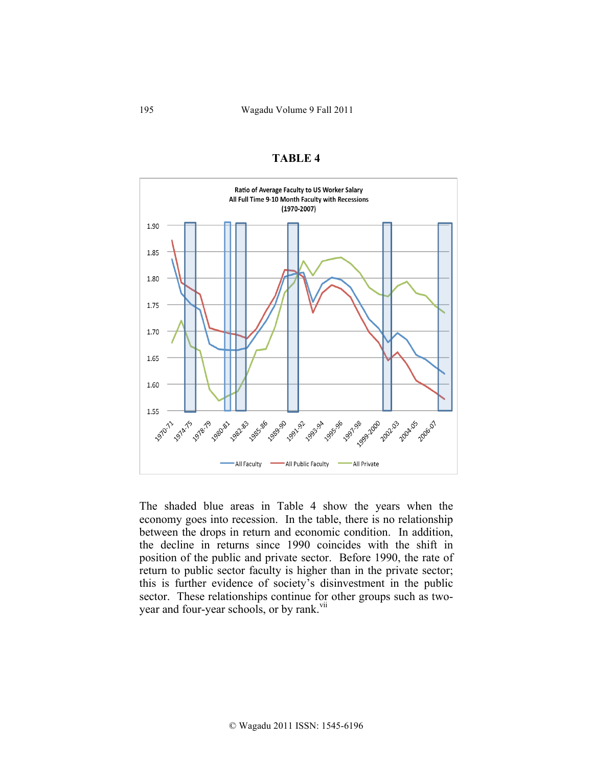**TABLE 4**

The shaded blue areas in Table 4 show the years when the economy goes into recession. In the table, there is no relationship between the drops in return and economic condition. In addition, the decline in returns since 1990 coincides with the shift in position of the public and private sector. Before 1990, the rate of return to public sector faculty is higher than in the private sector; this is further evidence of society's disinvestment in the public sector. These relationships continue for other groups such as two-year and four-year schools, or by rank.[vii]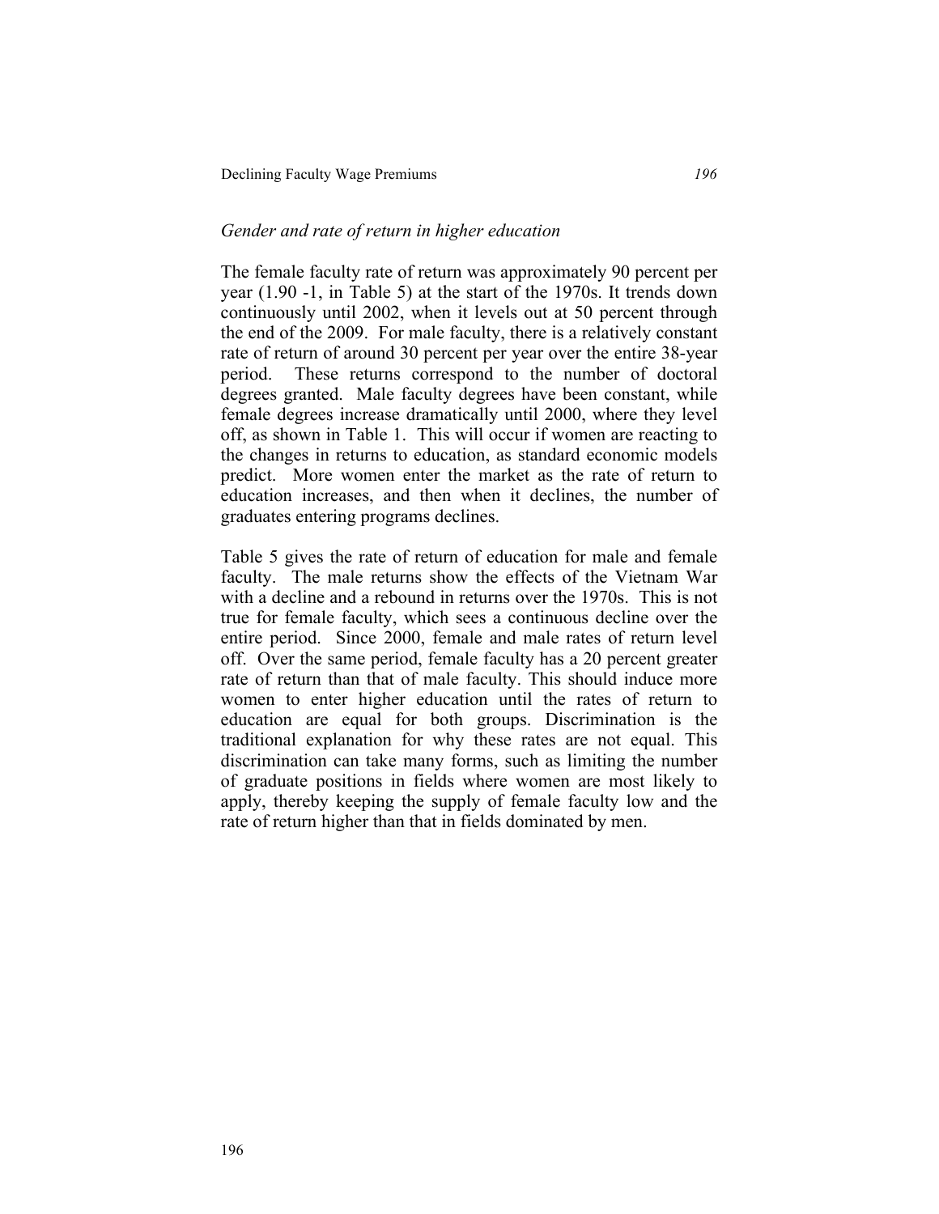*Gender and rate of return in higher education*

The female faculty rate of return was approximately 90 percent per year (1.90 -1, in Table 5) at the start of the 1970s. It trends down continuously until 2002, when it levels out at 50 percent through the end of the 2009. For male faculty, there is a relatively constant rate of return of around 30 percent per year over the entire 38-year period. These returns correspond to the number of doctoral degrees granted. Male faculty degrees have been constant, while female degrees increase dramatically until 2000, where they level off, as shown in Table 1. This will occur if women are reacting to the changes in returns to education, as standard economic models predict. More women enter the market as the rate of return to education increases, and then when it declines, the number of graduates entering programs declines.

Table 5 gives the rate of return of education for male and female faculty. The male returns show the effects of the Vietnam War with a decline and a rebound in returns over the 1970s. This is not true for female faculty, which sees a continuous decline over the entire period. Since 2000, female and male rates of return level off. Over the same period, female faculty has a 20 percent greater rate of return than that of male faculty. This should induce more women to enter higher education until the rates of return to education are equal for both groups. Discrimination is the traditional explanation for why these rates are not equal. This discrimination can take many forms, such as limiting the number of graduate positions in fields where women are most likely to apply, thereby keeping the supply of female faculty low and the rate of return higher than that in fields dominated by men.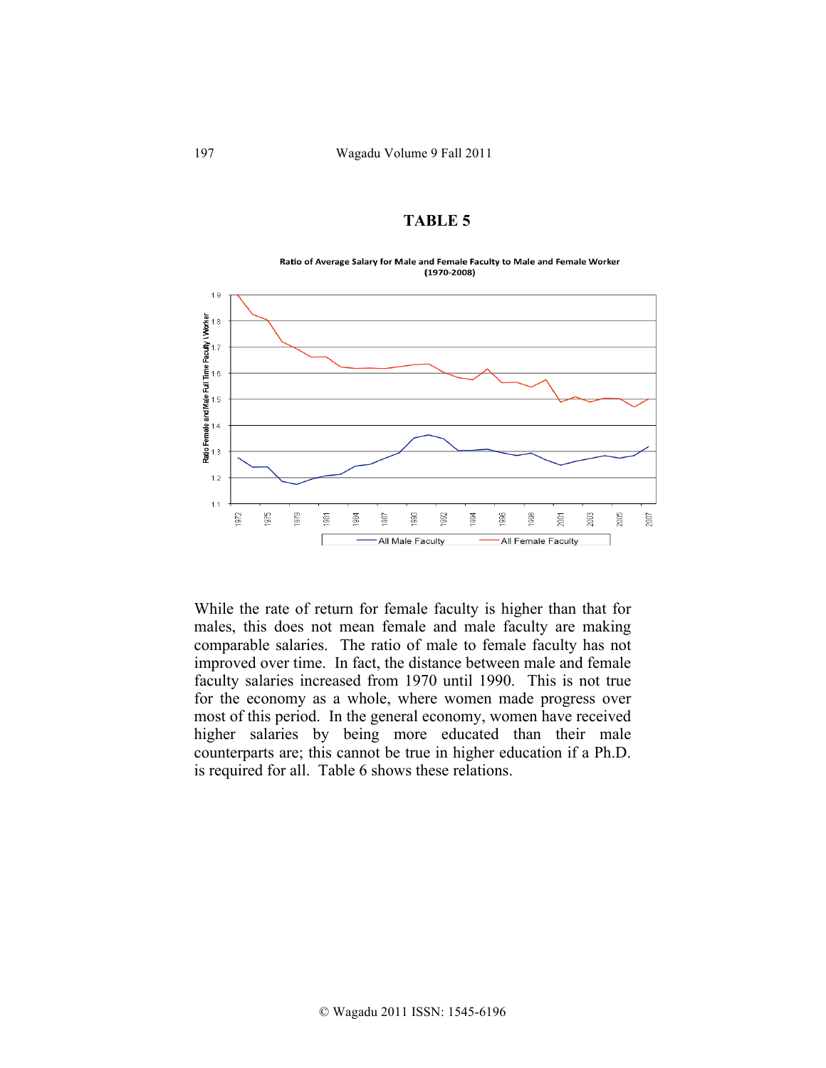**TABLE 5**

Ratio of Average Salary for Male and Female Faculty to Male and Female Worker (1970-2008)

While the rate of return for female faculty is higher than that for males, this does not mean female and male faculty are making comparable salaries. The ratio of male to female faculty has not improved over time. In fact, the distance between male and female faculty salaries increased from 1970 until 1990. This is not true for the economy as a whole, where women made progress over most of this period. In the general economy, women have received higher salaries by being more educated than their male counterparts are; this cannot be true in higher education if a Ph.D. is required for all. Table 6 shows these relations.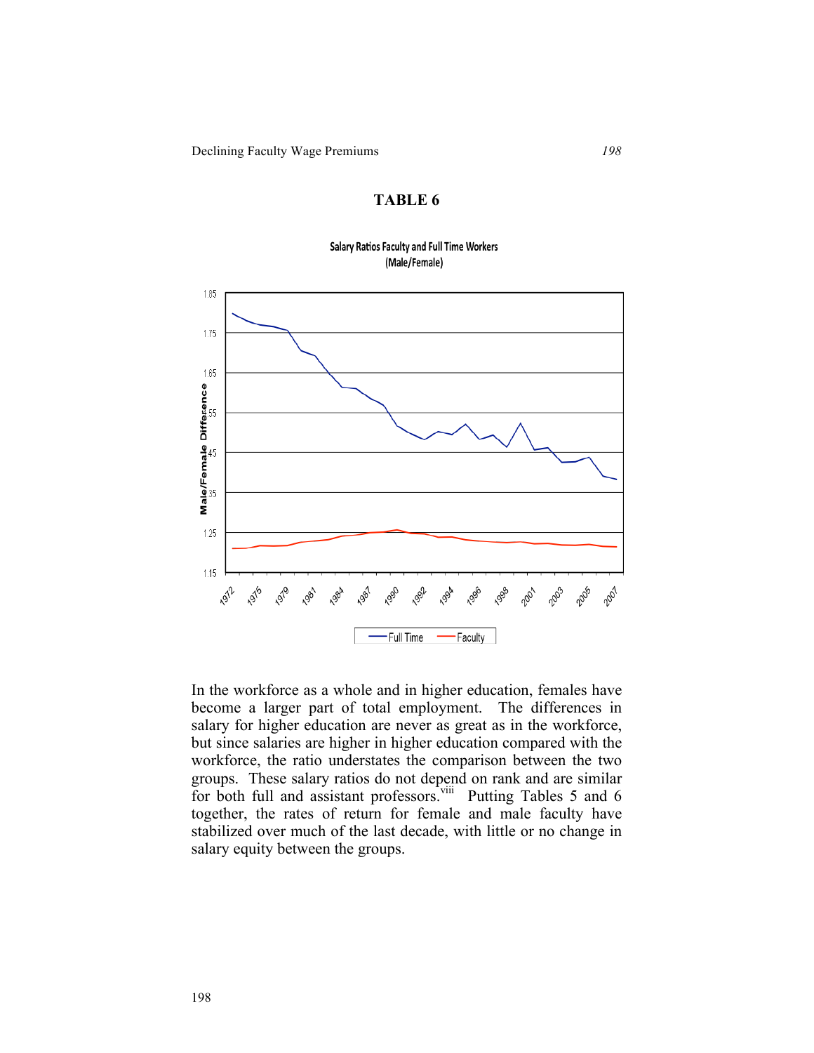## TABLE 6

Salary Ratios Faculty and Full Time Workers
(Male/Female)

In the workforce as a whole and in higher education, females have become a larger part of total employment. The differences in salary for higher education are never as great as in the workforce, but since salaries are higher in higher education compared with the workforce, the ratio understates the comparison between the two groups. These salary ratios do not depend on rank and are similar for both full and assistant professors.[viii] Putting Tables 5 and 6 together, the rates of return for female and male faculty have stabilized over much of the last decade, with little or no change in salary equity between the groups.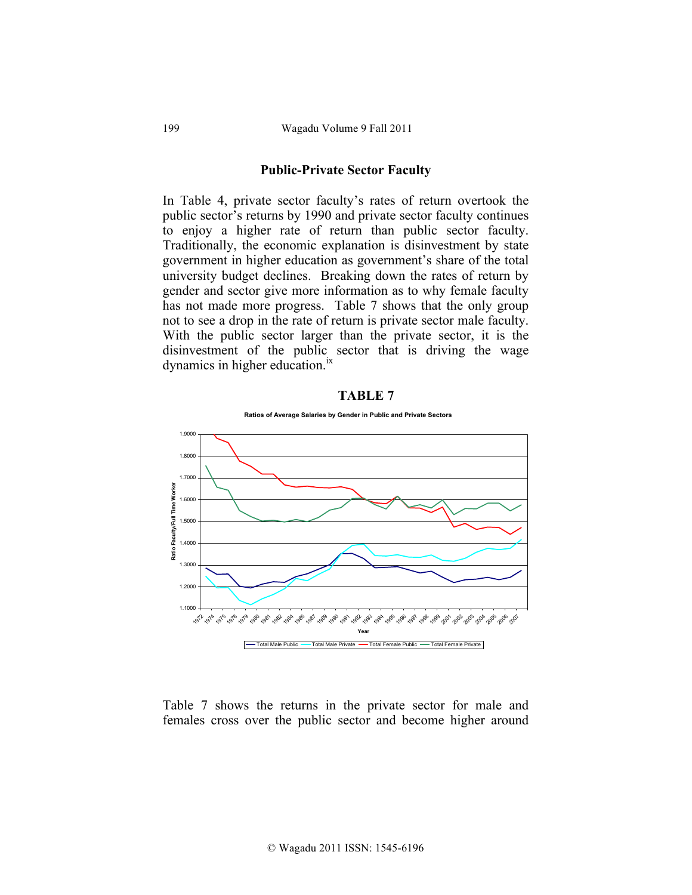## Public-Private Sector Faculty

In Table 4, private sector faculty's rates of return overtook the public sector's returns by 1990 and private sector faculty continues to enjoy a higher rate of return than public sector faculty. Traditionally, the economic explanation is disinvestment by state government in higher education as government's share of the total university budget declines. Breaking down the rates of return by gender and sector give more information as to why female faculty has not made more progress. Table 7 shows that the only group not to see a drop in the rate of return is private sector male faculty. With the public sector larger than the private sector, it is the disinvestment of the public sector that is driving the wage dynamics in higher education.[ix]

### TABLE 7

Ratios of Average Salaries by Gender in Public and Private Sectors

Table 7 shows the returns in the private sector for male and females cross over the public sector and become higher around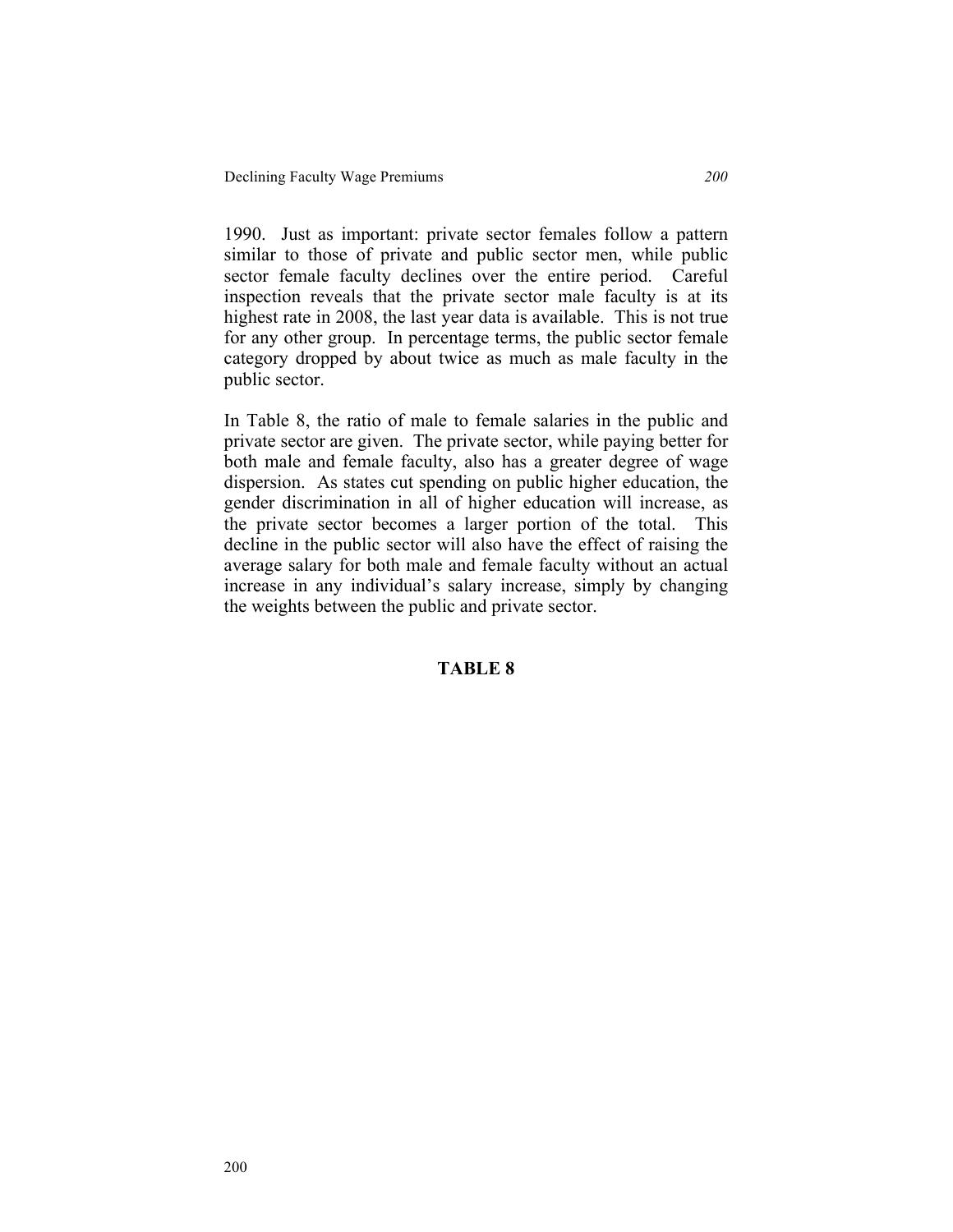1990. Just as important: private sector females follow a pattern similar to those of private and public sector men, while public sector female faculty declines over the entire period. Careful inspection reveals that the private sector male faculty is at its highest rate in 2008, the last year data is available. This is not true for any other group. In percentage terms, the public sector female category dropped by about twice as much as male faculty in the public sector.

In Table 8, the ratio of male to female salaries in the public and private sector are given. The private sector, while paying better for both male and female faculty, also has a greater degree of wage dispersion. As states cut spending on public higher education, the gender discrimination in all of higher education will increase, as the private sector becomes a larger portion of the total. This decline in the public sector will also have the effect of raising the average salary for both male and female faculty without an actual increase in any individual's salary increase, simply by changing the weights between the public and private sector.

**TABLE 8**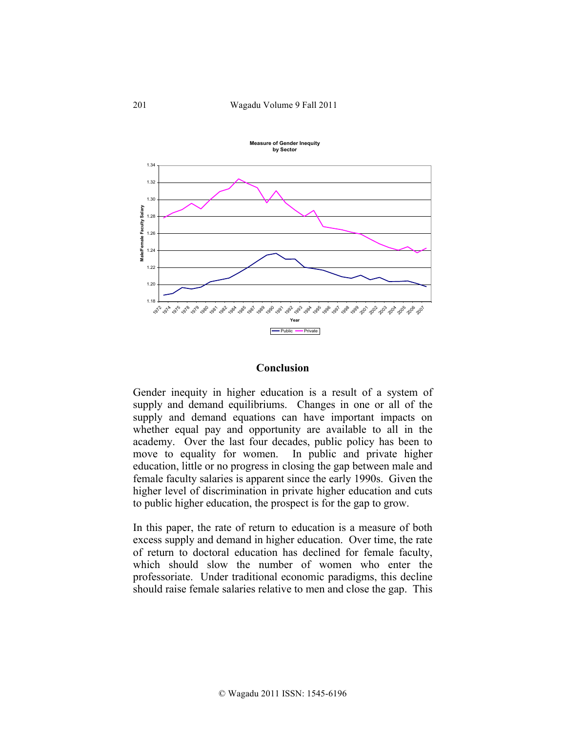**Measure of Gender Inequity by Sector**

## Conclusion

Gender inequity in higher education is a result of a system of supply and demand equilibriums. Changes in one or all of the supply and demand equations can have important impacts on whether equal pay and opportunity are available to all in the academy. Over the last four decades, public policy has been to move to equality for women. In public and private higher education, little or no progress in closing the gap between male and female faculty salaries is apparent since the early 1990s. Given the higher level of discrimination in private higher education and cuts to public higher education, the prospect is for the gap to grow.

In this paper, the rate of return to education is a measure of both excess supply and demand in higher education. Over time, the rate of return to doctoral education has declined for female faculty, which should slow the number of women who enter the professoriate. Under traditional economic paradigms, this decline should raise female salaries relative to men and close the gap. This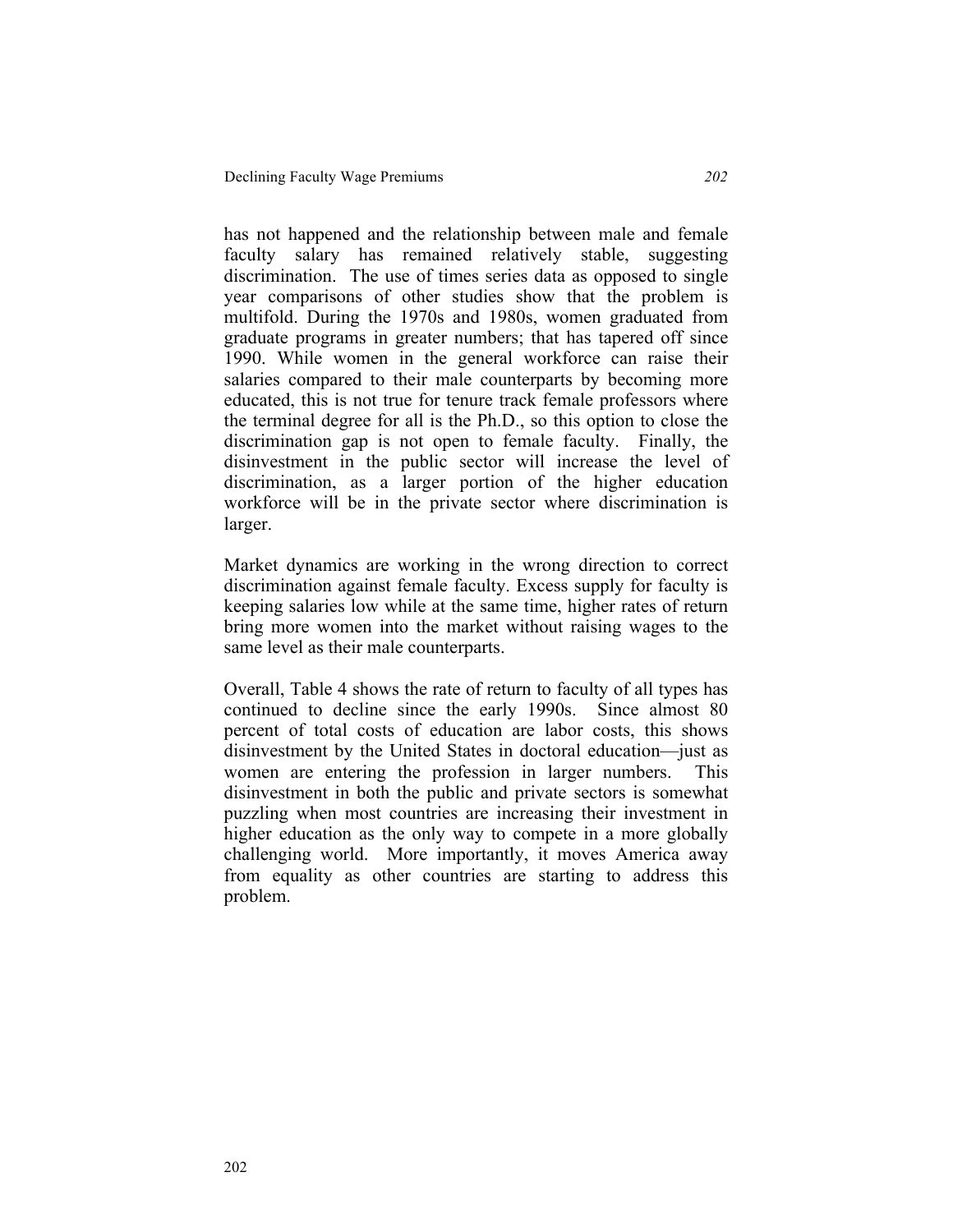has not happened and the relationship between male and female faculty salary has remained relatively stable, suggesting discrimination. The use of times series data as opposed to single year comparisons of other studies show that the problem is multifold. During the 1970s and 1980s, women graduated from graduate programs in greater numbers; that has tapered off since 1990. While women in the general workforce can raise their salaries compared to their male counterparts by becoming more educated, this is not true for tenure track female professors where the terminal degree for all is the Ph.D., so this option to close the discrimination gap is not open to female faculty. Finally, the disinvestment in the public sector will increase the level of discrimination, as a larger portion of the higher education workforce will be in the private sector where discrimination is larger.

Market dynamics are working in the wrong direction to correct discrimination against female faculty. Excess supply for faculty is keeping salaries low while at the same time, higher rates of return bring more women into the market without raising wages to the same level as their male counterparts.

Overall, Table 4 shows the rate of return to faculty of all types has continued to decline since the early 1990s. Since almost 80 percent of total costs of education are labor costs, this shows disinvestment by the United States in doctoral education—just as women are entering the profession in larger numbers. This disinvestment in both the public and private sectors is somewhat puzzling when most countries are increasing their investment in higher education as the only way to compete in a more globally challenging world. More importantly, it moves America away from equality as other countries are starting to address this problem.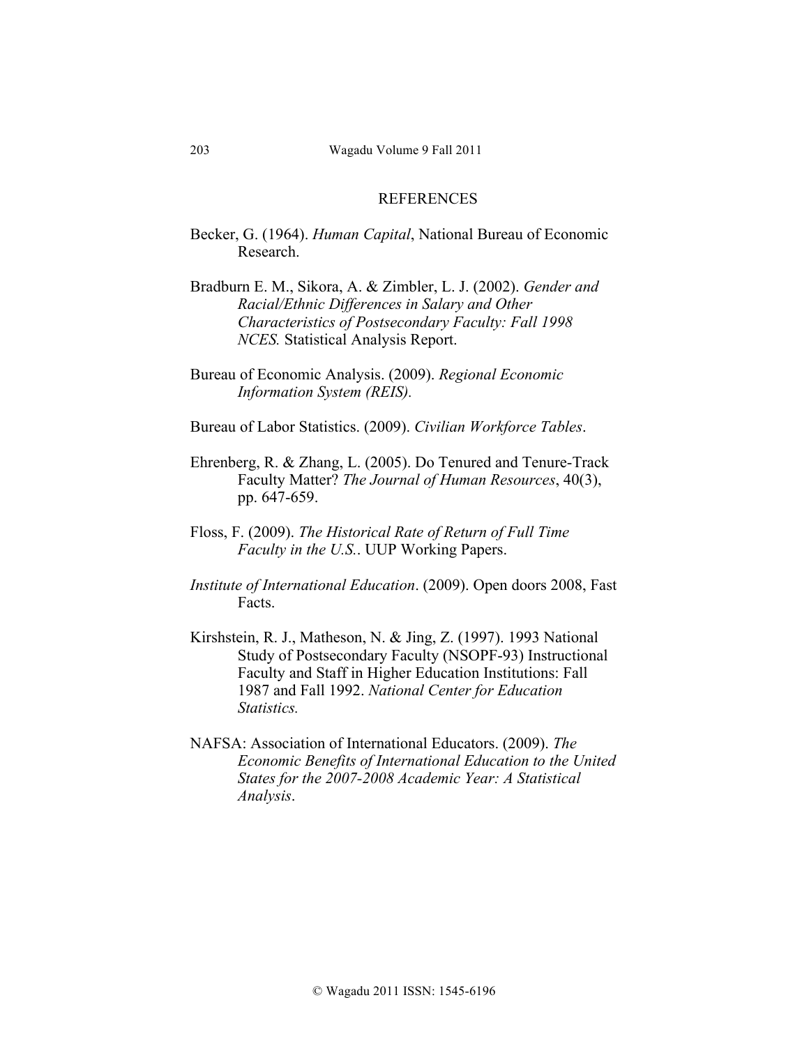## REFERENCES

Becker, G. (1964). *Human Capital*, National Bureau of Economic Research.

Bradburn E. M., Sikora, A. & Zimbler, L. J. (2002). *Gender and Racial/Ethnic Differences in Salary and Other Characteristics of Postsecondary Faculty: Fall 1998 NCES.* Statistical Analysis Report.

Bureau of Economic Analysis. (2009). *Regional Economic Information System (REIS).*

Bureau of Labor Statistics. (2009). *Civilian Workforce Tables*.

Ehrenberg, R. & Zhang, L. (2005). Do Tenured and Tenure-Track Faculty Matter? *The Journal of Human Resources*, 40(3), pp. 647-659.

Floss, F. (2009). *The Historical Rate of Return of Full Time Faculty in the U.S.*. UUP Working Papers.

*Institute of International Education*. (2009). Open doors 2008, Fast Facts.

Kirshstein, R. J., Matheson, N. & Jing, Z. (1997). 1993 National Study of Postsecondary Faculty (NSOPF-93) Instructional Faculty and Staff in Higher Education Institutions: Fall 1987 and Fall 1992. *National Center for Education Statistics.*

NAFSA: Association of International Educators. (2009). *The Economic Benefits of International Education to the United States for the 2007-2008 Academic Year: A Statistical Analysis*.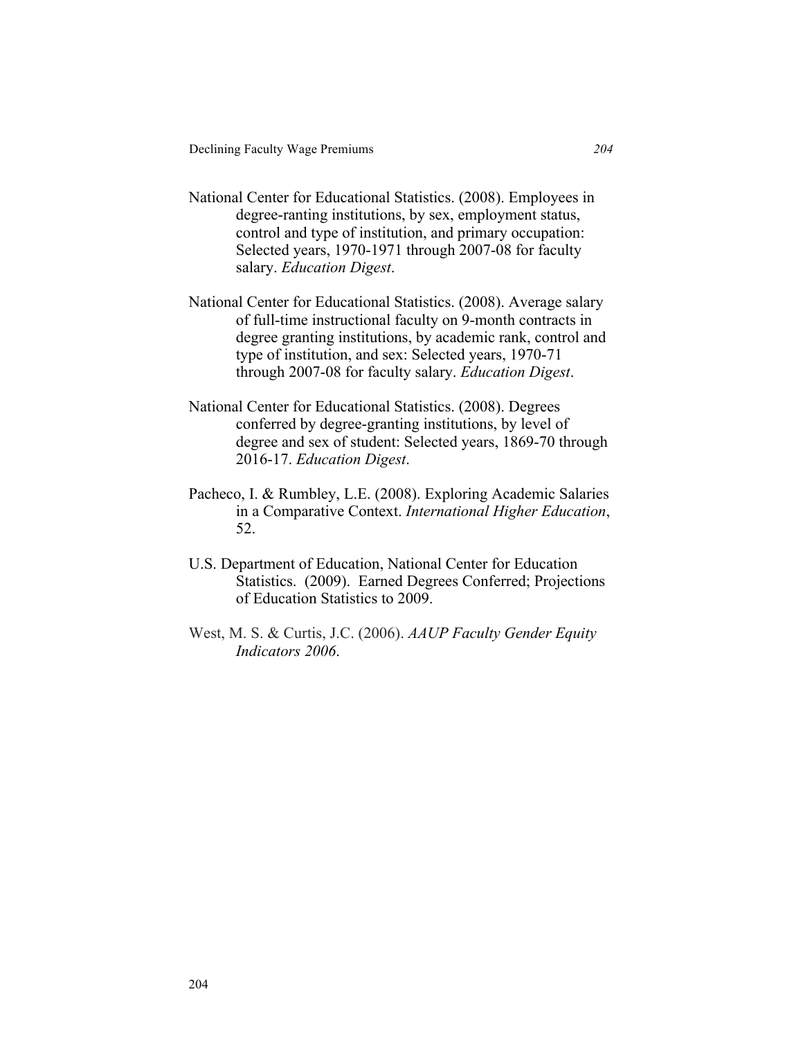National Center for Educational Statistics. (2008). Employees in degree-ranting institutions, by sex, employment status, control and type of institution, and primary occupation: Selected years, 1970-1971 through 2007-08 for faculty salary. *Education Digest*.

National Center for Educational Statistics. (2008). Average salary of full-time instructional faculty on 9-month contracts in degree granting institutions, by academic rank, control and type of institution, and sex: Selected years, 1970-71 through 2007-08 for faculty salary. *Education Digest*.

National Center for Educational Statistics. (2008). Degrees conferred by degree-granting institutions, by level of degree and sex of student: Selected years, 1869-70 through 2016-17. *Education Digest*.

Pacheco, I. & Rumbley, L.E. (2008). Exploring Academic Salaries in a Comparative Context. *International Higher Education*, 52.

U.S. Department of Education, National Center for Education Statistics. (2009). Earned Degrees Conferred; Projections of Education Statistics to 2009.

West, M. S. & Curtis, J.C. (2006). *AAUP Faculty Gender Equity Indicators 2006*.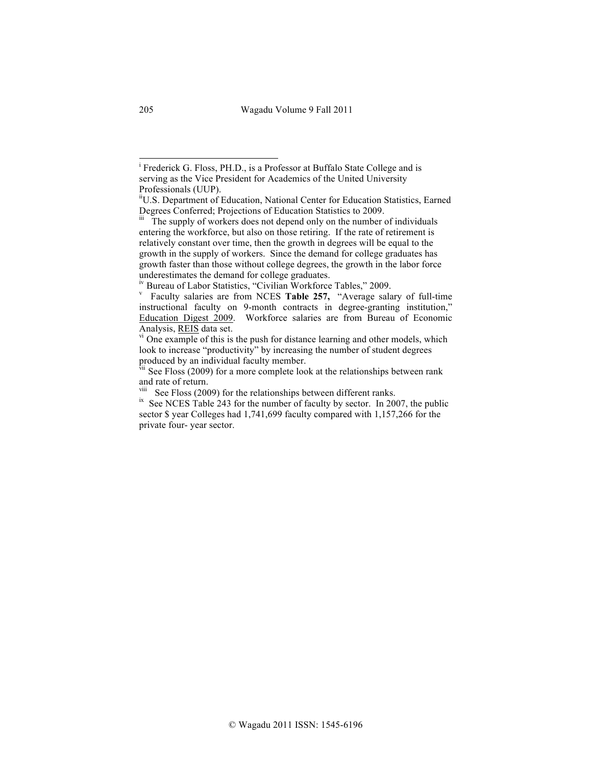[i] Frederick G. Floss, PH.D., is a Professor at Buffalo State College and is serving as the Vice President for Academics of the United University Professionals (UUP).

[ii]U.S. Department of Education, National Center for Education Statistics, Earned Degrees Conferred; Projections of Education Statistics to 2009.

[iii] The supply of workers does not depend only on the number of individuals entering the workforce, but also on those retiring. If the rate of retirement is relatively constant over time, then the growth in degrees will be equal to the growth in the supply of workers. Since the demand for college graduates has growth faster than those without college degrees, the growth in the labor force underestimates the demand for college graduates.

[iv] Bureau of Labor Statistics, "Civilian Workforce Tables," 2009.

[v] Faculty salaries are from NCES **Table 257,** "Average salary of full-time instructional faculty on 9-month contracts in degree-granting institution," Education Digest 2009. Workforce salaries are from Bureau of Economic Analysis, REIS data set.

[vi] One example of this is the push for distance learning and other models, which look to increase "productivity" by increasing the number of student degrees produced by an individual faculty member.

[vii] See Floss (2009) for a more complete look at the relationships between rank and rate of return.

[viii] See Floss (2009) for the relationships between different ranks.

[ix] See NCES Table 243 for the number of faculty by sector. In 2007, the public sector $ year Colleges had 1,741,699 faculty compared with 1,157,266 for the private four- year sector.